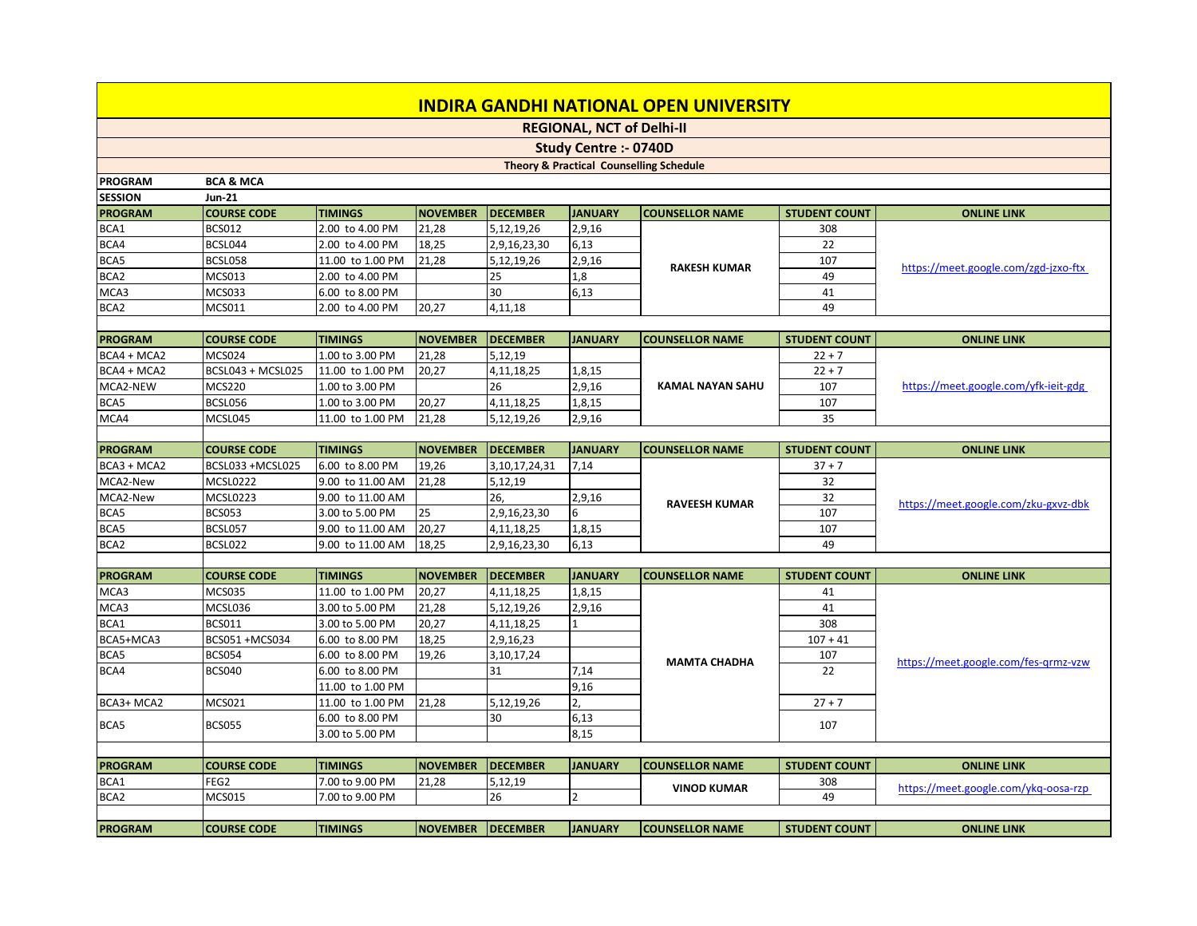# INDIRA GANDHI NATIONAL OPEN UNIVERSITY

## REGIONAL, NCT of Delhi-II

### Study Centre :- 0740D

**Theory & Practical Counselling Schedule**

**PROGRAM** BCA & MCA

**SESSION** Jun-21

| PROGRAM | COURSE CODE | TIMINGS | NOVEMBER | DECEMBER | JANUARY | COUNSELLOR NAME | STUDENT COUNT | ONLINE LINK |
|---|---|---|---|---|---|---|---|---|
| BCA1 | BCS012 | 2.00 to 4.00 PM | 21,28 | 5,12,19,26 | 2,9,16 | RAKESH KUMAR | 308 | https://meet.google.com/zgd-jzxo-ftx |
| BCA4 | BCSL044 | 2.00 to 4.00 PM | 18,25 | 2,9,16,23,30 | 6,13 | | 22 | |
| BCA5 | BCSL058 | 11.00 to 1.00 PM | 21,28 | 5,12,19,26 | 2,9,16 | | 107 | |
| BCA2 | MCS013 | 2.00 to 4.00 PM | | 25 | 1,8 | | 49 | |
| MCA3 | MCS033 | 6.00 to 8.00 PM | | 30 | 6,13 | | 41 | |
| BCA2 | MCS011 | 2.00 to 4.00 PM | 20,27 | 4,11,18 | | | 49 | |

| PROGRAM | COURSE CODE | TIMINGS | NOVEMBER | DECEMBER | JANUARY | COUNSELLOR NAME | STUDENT COUNT | ONLINE LINK |
|---|---|---|---|---|---|---|---|---|
| BCA4 + MCA2 | MCS024 | 1.00 to 3.00 PM | 21,28 | 5,12,19 | | KAMAL NAYAN SAHU | 22 + 7 | https://meet.google.com/yfk-ieit-gdg |
| BCA4 + MCA2 | BCSL043 + MCSL025 | 11.00 to 1.00 PM | 20,27 | 4,11,18,25 | 1,8,15 | | 22 + 7 | |
| MCA2-NEW | MCS220 | 1.00 to 3.00 PM | | 26 | 2,9,16 | | 107 | |
| BCA5 | BCSL056 | 1.00 to 3.00 PM | 20,27 | 4,11,18,25 | 1,8,15 | | 107 | |
| MCA4 | MCSL045 | 11.00 to 1.00 PM | 21,28 | 5,12,19,26 | 2,9,16 | | 35 | |

| PROGRAM | COURSE CODE | TIMINGS | NOVEMBER | DECEMBER | JANUARY | COUNSELLOR NAME | STUDENT COUNT | ONLINE LINK |
|---|---|---|---|---|---|---|---|---|
| BCA3 + MCA2 | BCSL033 +MCSL025 | 6.00 to 8.00 PM | 19,26 | 3,10,17,24,31 | 7,14 | RAVEESH KUMAR | 37 + 7 | https://meet.google.com/zku-gxvz-dbk |
| MCA2-New | MCSL0222 | 9.00 to 11.00 AM | 21,28 | 5,12,19 | | | 32 | |
| MCA2-New | MCSL0223 | 9.00 to 11.00 AM | | 26, | 2,9,16 | | 32 | |
| BCA5 | BCS053 | 3.00 to 5.00 PM | 25 | 2,9,16,23,30 | 6 | | 107 | |
| BCA5 | BCSL057 | 9.00 to 11.00 AM | 20,27 | 4,11,18,25 | 1,8,15 | | 107 | |
| BCA2 | BCSL022 | 9.00 to 11.00 AM | 18,25 | 2,9,16,23,30 | 6,13 | | 49 | |

| PROGRAM | COURSE CODE | TIMINGS | NOVEMBER | DECEMBER | JANUARY | COUNSELLOR NAME | STUDENT COUNT | ONLINE LINK |
|---|---|---|---|---|---|---|---|---|
| MCA3 | MCS035 | 11.00 to 1.00 PM | 20,27 | 4,11,18,25 | 1,8,15 | MAMTA CHADHA | 41 | https://meet.google.com/fes-qrmz-vzw |
| MCA3 | MCSL036 | 3.00 to 5.00 PM | 21,28 | 5,12,19,26 | 2,9,16 | | 41 | |
| BCA1 | BCS011 | 3.00 to 5.00 PM | 20,27 | 4,11,18,25 | 1 | | 308 | |
| BCA5+MCA3 | BCS051 +MCS034 | 6.00 to 8.00 PM | 18,25 | 2,9,16,23 | | | 107 + 41 | |
| BCA5 | BCS054 | 6.00 to 8.00 PM | 19,26 | 3,10,17,24 | | | 107 | |
| BCA4 | BCS040 | 6.00 to 8.00 PM | | 31 | 7,14 | | 22 | |
| | | 11.00 to 1.00 PM | | | 9,16 | | | |
| BCA3+ MCA2 | MCS021 | 11.00 to 1.00 PM | 21,28 | 5,12,19,26 | 2, | | 27 + 7 | |
| BCA5 | BCS055 | 6.00 to 8.00 PM | | 30 | 6,13 | | 107 | |
| | | 3.00 to 5.00 PM | | | 8,15 | | | |

| PROGRAM | COURSE CODE | TIMINGS | NOVEMBER | DECEMBER | JANUARY | COUNSELLOR NAME | STUDENT COUNT | ONLINE LINK |
|---|---|---|---|---|---|---|---|---|
| BCA1 | FEG2 | 7.00 to 9.00 PM | 21,28 | 5,12,19 | | VINOD KUMAR | 308 | https://meet.google.com/ykq-oosa-rzp |
| BCA2 | MCS015 | 7.00 to 9.00 PM | | 26 | 2 | | 49 | |

| PROGRAM | COURSE CODE | TIMINGS | NOVEMBER | DECEMBER | JANUARY | COUNSELLOR NAME | STUDENT COUNT | ONLINE LINK |
|---|---|---|---|---|---|---|---|---|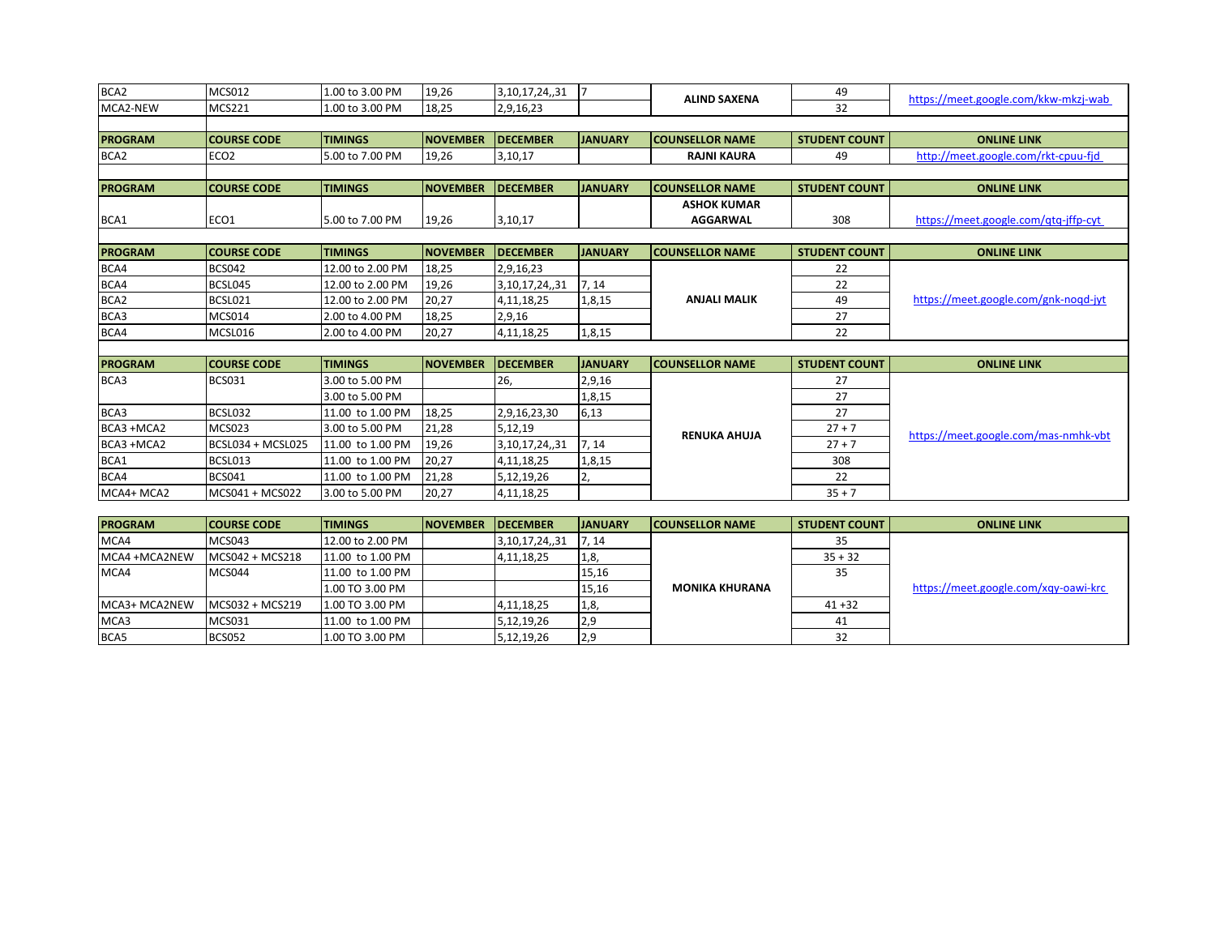| | | | | | | | | |
|---|---|---|---|---|---|---|---|---|
| BCA2 | MCS012 | 1.00 to 3.00 PM | 19,26 | 3,10,17,24,,31 | 7 | ALIND SAXENA | 49 | https://meet.google.com/kkw-mkzj-wab |
| MCA2-NEW | MCS221 | 1.00 to 3.00 PM | 18,25 | 2,9,16,23 | | | 32 | |

| PROGRAM | COURSE CODE | TIMINGS | NOVEMBER | DECEMBER | JANUARY | COUNSELLOR NAME | STUDENT COUNT | ONLINE LINK |
|---|---|---|---|---|---|---|---|---|
| BCA2 | ECO2 | 5.00 to 7.00 PM | 19,26 | 3,10,17 | | RAJNI KAURA | 49 | http://meet.google.com/rkt-cpuu-fjd |

| PROGRAM | COURSE CODE | TIMINGS | NOVEMBER | DECEMBER | JANUARY | COUNSELLOR NAME | STUDENT COUNT | ONLINE LINK |
|---|---|---|---|---|---|---|---|---|
| BCA1 | ECO1 | 5.00 to 7.00 PM | 19,26 | 3,10,17 | | ASHOK KUMAR AGGARWAL | 308 | https://meet.google.com/qtq-jffp-cyt |

| PROGRAM | COURSE CODE | TIMINGS | NOVEMBER | DECEMBER | JANUARY | COUNSELLOR NAME | STUDENT COUNT | ONLINE LINK |
|---|---|---|---|---|---|---|---|---|
| BCA4 | BCS042 | 12.00 to 2.00 PM | 18,25 | 2,9,16,23 | | ANJALI MALIK | 22 | https://meet.google.com/gnk-noqd-jyt |
| BCA4 | BCSL045 | 12.00 to 2.00 PM | 19,26 | 3,10,17,24,,31 | 7, 14 | | 22 | |
| BCA2 | BCSL021 | 12.00 to 2.00 PM | 20,27 | 4,11,18,25 | 1,8,15 | | 49 | |
| BCA3 | MCS014 | 2.00 to 4.00 PM | 18,25 | 2,9,16 | | | 27 | |
| BCA4 | MCSL016 | 2.00 to 4.00 PM | 20,27 | 4,11,18,25 | 1,8,15 | | 22 | |

| PROGRAM | COURSE CODE | TIMINGS | NOVEMBER | DECEMBER | JANUARY | COUNSELLOR NAME | STUDENT COUNT | ONLINE LINK |
|---|---|---|---|---|---|---|---|---|
| BCA3 | BCS031 | 3.00 to 5.00 PM | | 26, | 2,9,16 | RENUKA AHUJA | 27 | https://meet.google.com/mas-nmhk-vbt |
| | | 3.00 to 5.00 PM | | | 1,8,15 | | 27 | |
| BCA3 | BCSL032 | 11.00 to 1.00 PM | 18,25 | 2,9,16,23,30 | 6,13 | | 27 | |
| BCA3 +MCA2 | MCS023 | 3.00 to 5.00 PM | 21,28 | 5,12,19 | | | 27 + 7 | |
| BCA3 +MCA2 | BCSL034 + MCSL025 | 11.00 to 1.00 PM | 19,26 | 3,10,17,24,,31 | 7, 14 | | 27 + 7 | |
| BCA1 | BCSL013 | 11.00 to 1.00 PM | 20,27 | 4,11,18,25 | 1,8,15 | | 308 | |
| BCA4 | BCS041 | 11.00 to 1.00 PM | 21,28 | 5,12,19,26 | 2, | | 22 | |
| MCA4+ MCA2 | MCS041 + MCS022 | 3.00 to 5.00 PM | 20,27 | 4,11,18,25 | | | 35 + 7 | |

| PROGRAM | COURSE CODE | TIMINGS | NOVEMBER | DECEMBER | JANUARY | COUNSELLOR NAME | STUDENT COUNT | ONLINE LINK |
|---|---|---|---|---|---|---|---|---|
| MCA4 | MCS043 | 12.00 to 2.00 PM | | 3,10,17,24,,31 | 7, 14 | MONIKA KHURANA | 35 | https://meet.google.com/xqy-oawi-krc |
| MCA4 +MCA2NEW | MCS042 + MCS218 | 11.00 to 1.00 PM | | 4,11,18,25 | 1,8, | | 35 + 32 | |
| MCA4 | MCS044 | 11.00 to 1.00 PM | | | 15,16 | | 35 | |
| | | 1.00 TO 3.00 PM | | | 15,16 | | | |
| MCA3+ MCA2NEW | MCS032 + MCS219 | 1.00 TO 3.00 PM | | 4,11,18,25 | 1,8, | | 41 +32 | |
| MCA3 | MCS031 | 11.00 to 1.00 PM | | 5,12,19,26 | 2,9 | | 41 | |
| BCA5 | BCS052 | 1.00 TO 3.00 PM | | 5,12,19,26 | 2,9 | | 32 | |